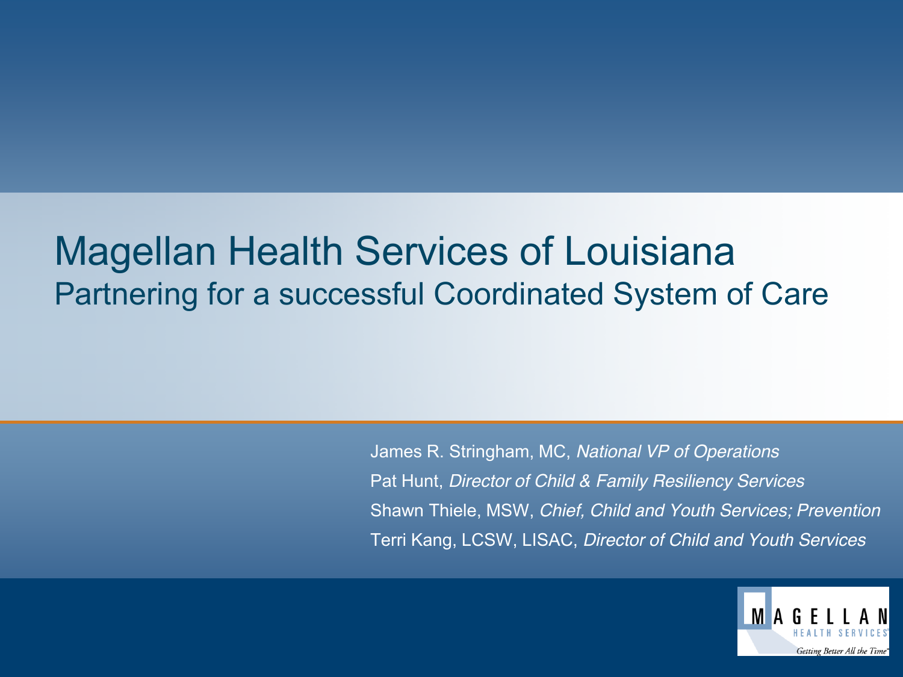# Magellan Health Services of Louisiana

## Partnering for a successful Coordinated System of Care

James R. Stringham, MC, *National VP of Operations*

Pat Hunt, *Director of Child & Family Resiliency Services*

Shawn Thiele, MSW, *Chief, Child and Youth Services; Prevention*

Terri Kang, LCSW, LISAC, *Director of Child and Youth Services*

MAGELLAN HEALTH SERVICES

*Getting Better All the Time*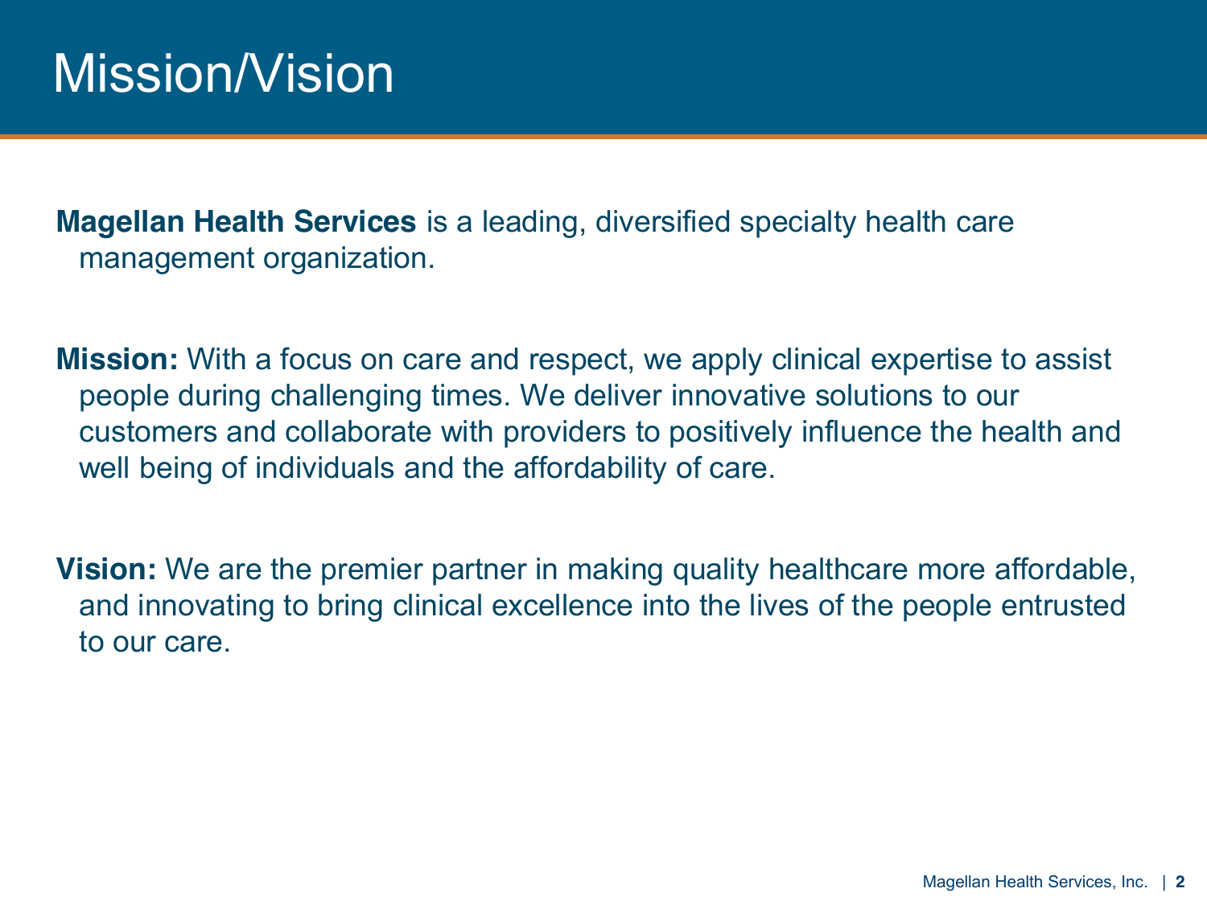# Mission/Vision

**Magellan Health Services** is a leading, diversified specialty health care management organization.

**Mission:** With a focus on care and respect, we apply clinical expertise to assist people during challenging times. We deliver innovative solutions to our customers and collaborate with providers to positively influence the health and well being of individuals and the affordability of care.

**Vision:** We are the premier partner in making quality healthcare more affordable, and innovating to bring clinical excellence into the lives of the people entrusted to our care.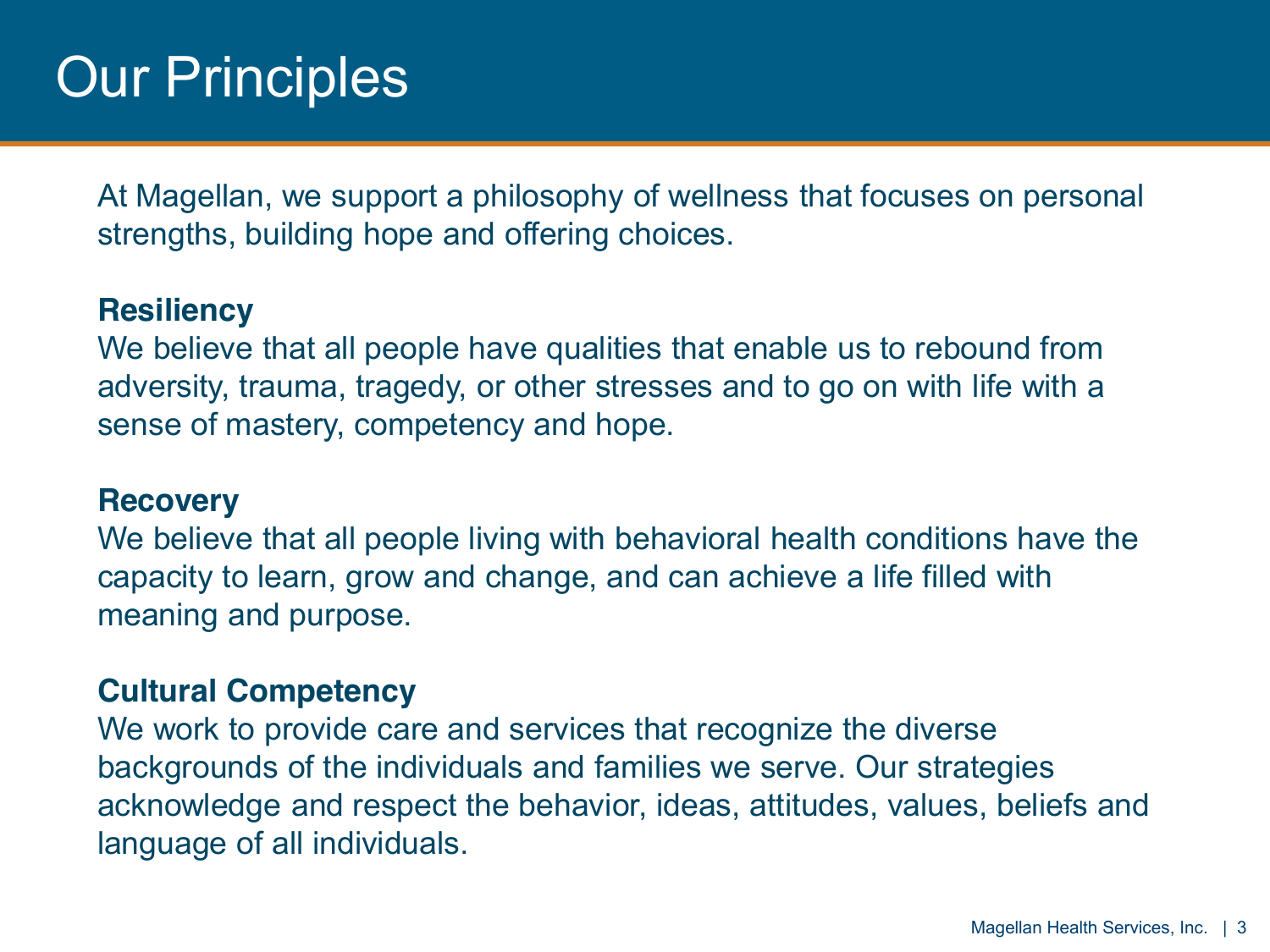# Our Principles

At Magellan, we support a philosophy of wellness that focuses on personal strengths, building hope and offering choices.

**Resiliency**

We believe that all people have qualities that enable us to rebound from adversity, trauma, tragedy, or other stresses and to go on with life with a sense of mastery, competency and hope.

**Recovery**

We believe that all people living with behavioral health conditions have the capacity to learn, grow and change, and can achieve a life filled with meaning and purpose.

**Cultural Competency**

We work to provide care and services that recognize the diverse backgrounds of the individuals and families we serve. Our strategies acknowledge and respect the behavior, ideas, attitudes, values, beliefs and language of all individuals.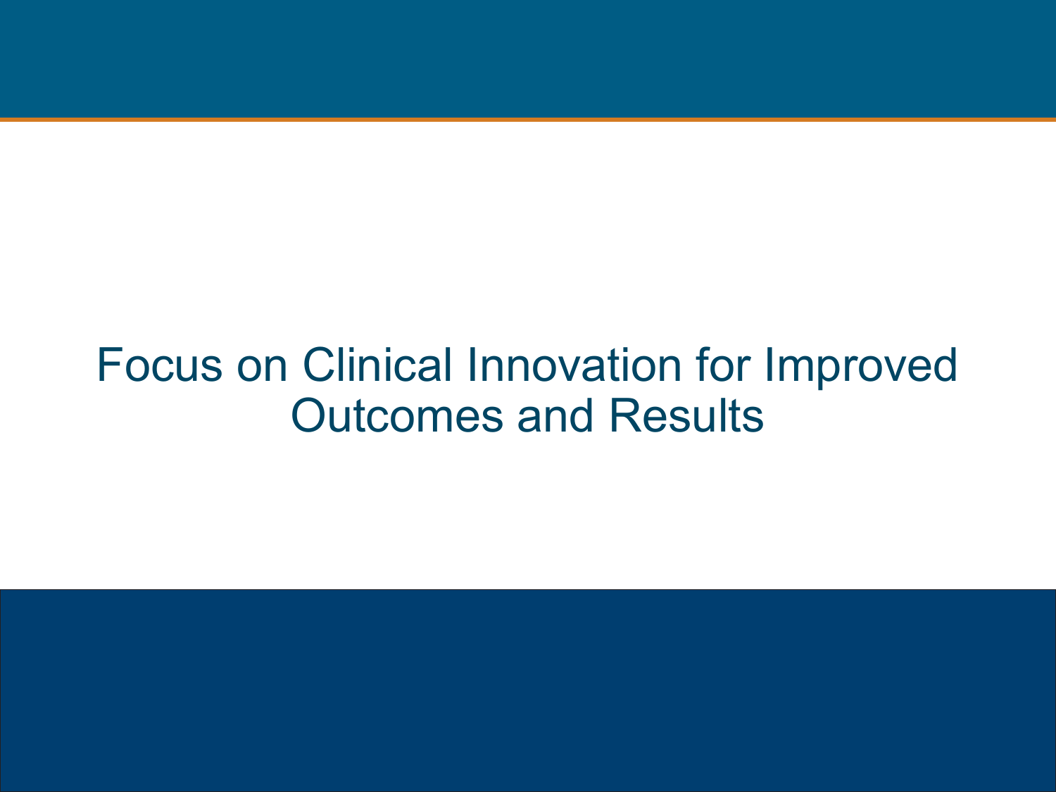# Focus on Clinical Innovation for Improved Outcomes and Results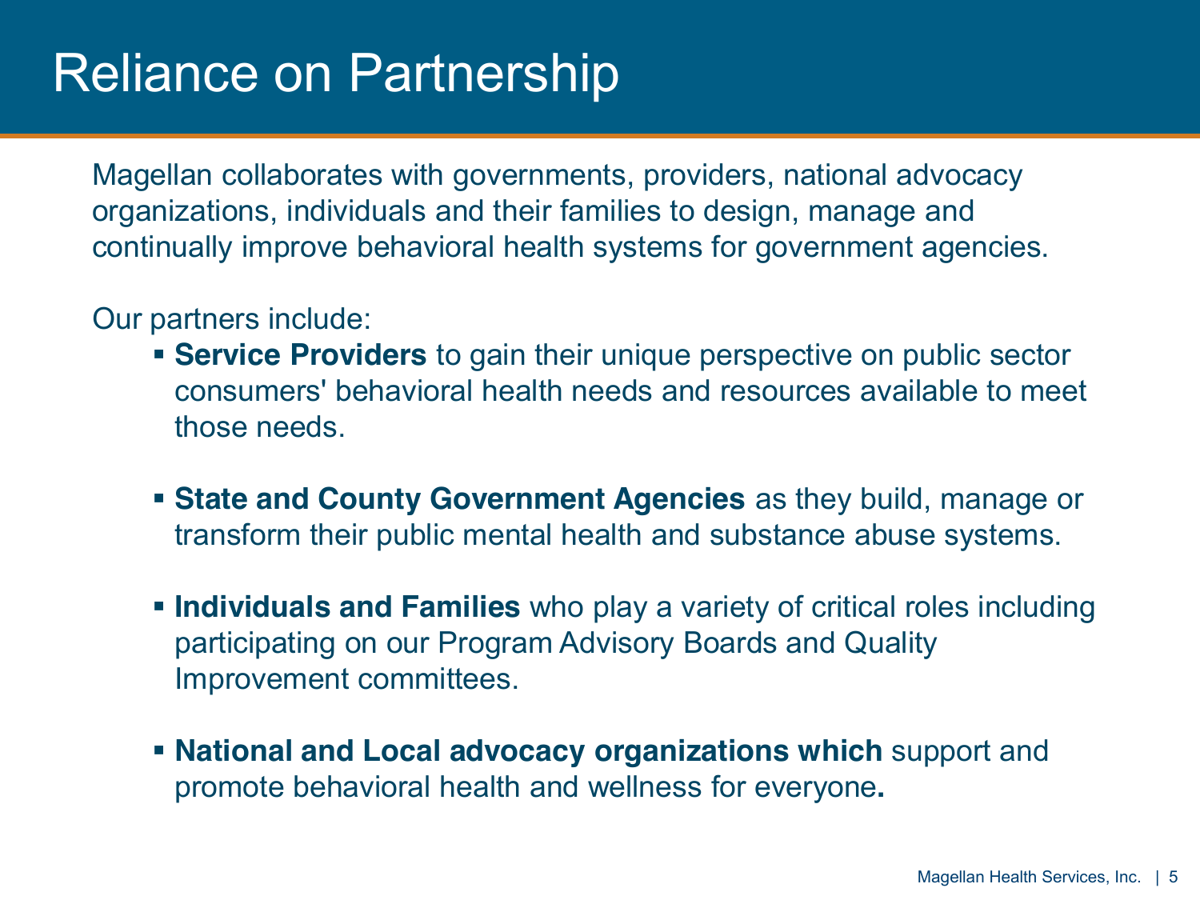# Reliance on Partnership

Magellan collaborates with governments, providers, national advocacy organizations, individuals and their families to design, manage and continually improve behavioral health systems for government agencies.

Our partners include:

- **Service Providers** to gain their unique perspective on public sector consumers' behavioral health needs and resources available to meet those needs.
- **State and County Government Agencies** as they build, manage or transform their public mental health and substance abuse systems.
- **Individuals and Families** who play a variety of critical roles including participating on our Program Advisory Boards and Quality Improvement committees.
- **National and Local advocacy organizations which** support and promote behavioral health and wellness for everyone**.**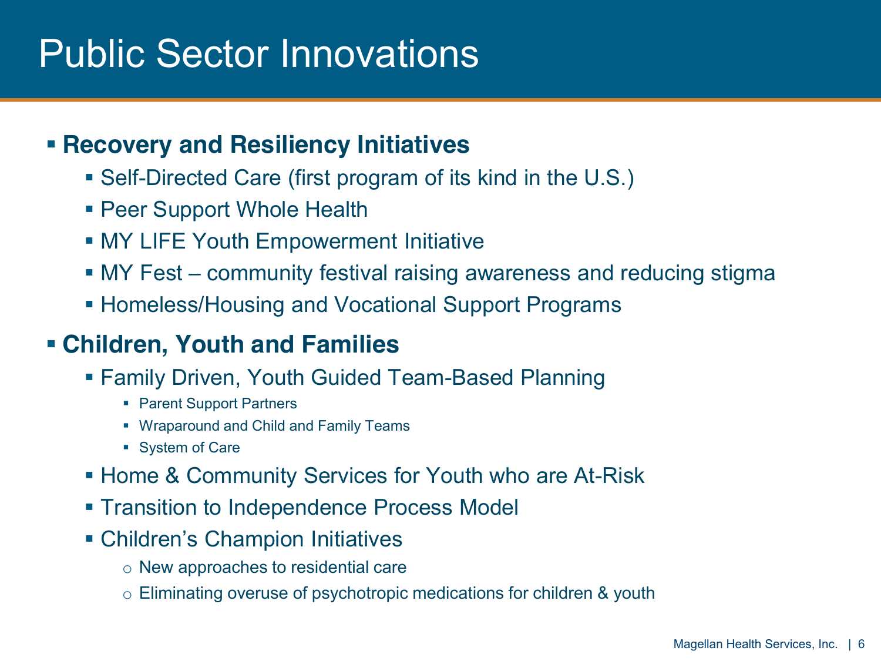# Public Sector Innovations

- **Recovery and Resiliency Initiatives**
  - Self-Directed Care (first program of its kind in the U.S.)
  - Peer Support Whole Health
  - MY LIFE Youth Empowerment Initiative
  - MY Fest – community festival raising awareness and reducing stigma
  - Homeless/Housing and Vocational Support Programs
- **Children, Youth and Families**
  - Family Driven, Youth Guided Team-Based Planning
    - Parent Support Partners
    - Wraparound and Child and Family Teams
    - System of Care
  - Home & Community Services for Youth who are At-Risk
  - Transition to Independence Process Model
  - Children's Champion Initiatives
    - New approaches to residential care
    - Eliminating overuse of psychotropic medications for children & youth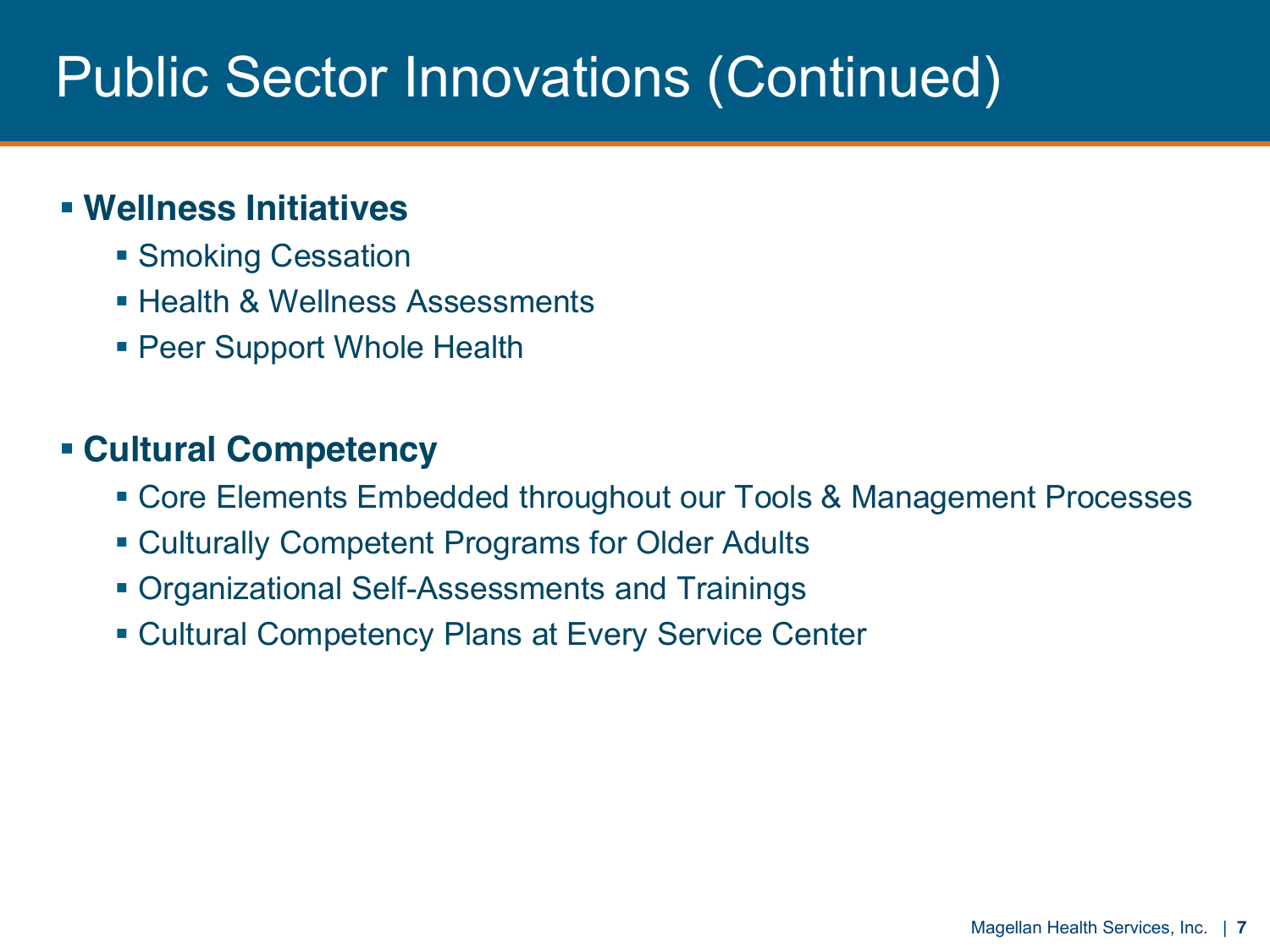# Public Sector Innovations (Continued)

- **Wellness Initiatives**
  - Smoking Cessation
  - Health & Wellness Assessments
  - Peer Support Whole Health

- **Cultural Competency**
  - Core Elements Embedded throughout our Tools & Management Processes
  - Culturally Competent Programs for Older Adults
  - Organizational Self-Assessments and Trainings
  - Cultural Competency Plans at Every Service Center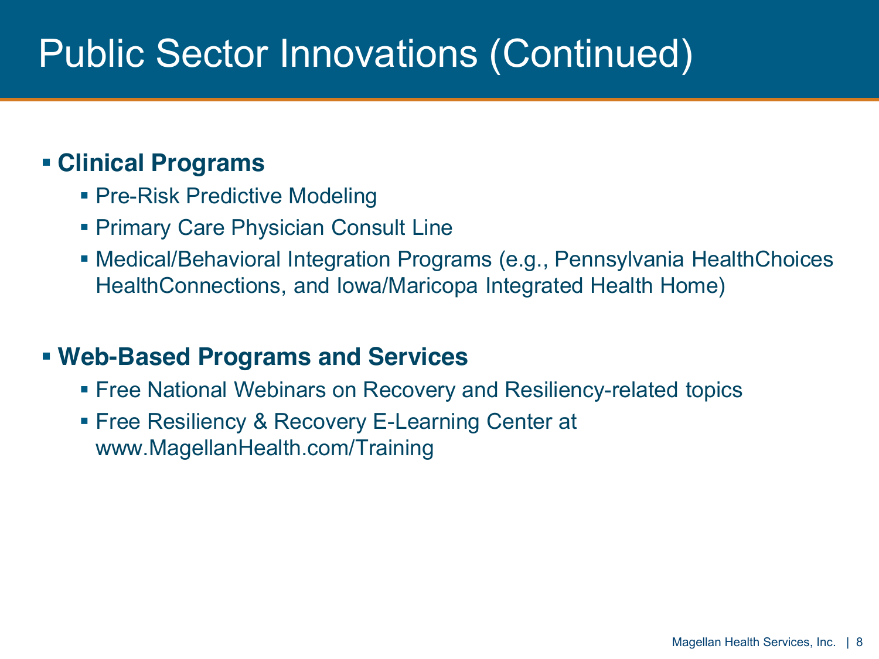# Public Sector Innovations (Continued)

- **Clinical Programs**
  - Pre-Risk Predictive Modeling
  - Primary Care Physician Consult Line
  - Medical/Behavioral Integration Programs (e.g., Pennsylvania HealthChoices HealthConnections, and Iowa/Maricopa Integrated Health Home)

- **Web-Based Programs and Services**
  - Free National Webinars on Recovery and Resiliency-related topics
  - Free Resiliency & Recovery E-Learning Center at www.MagellanHealth.com/Training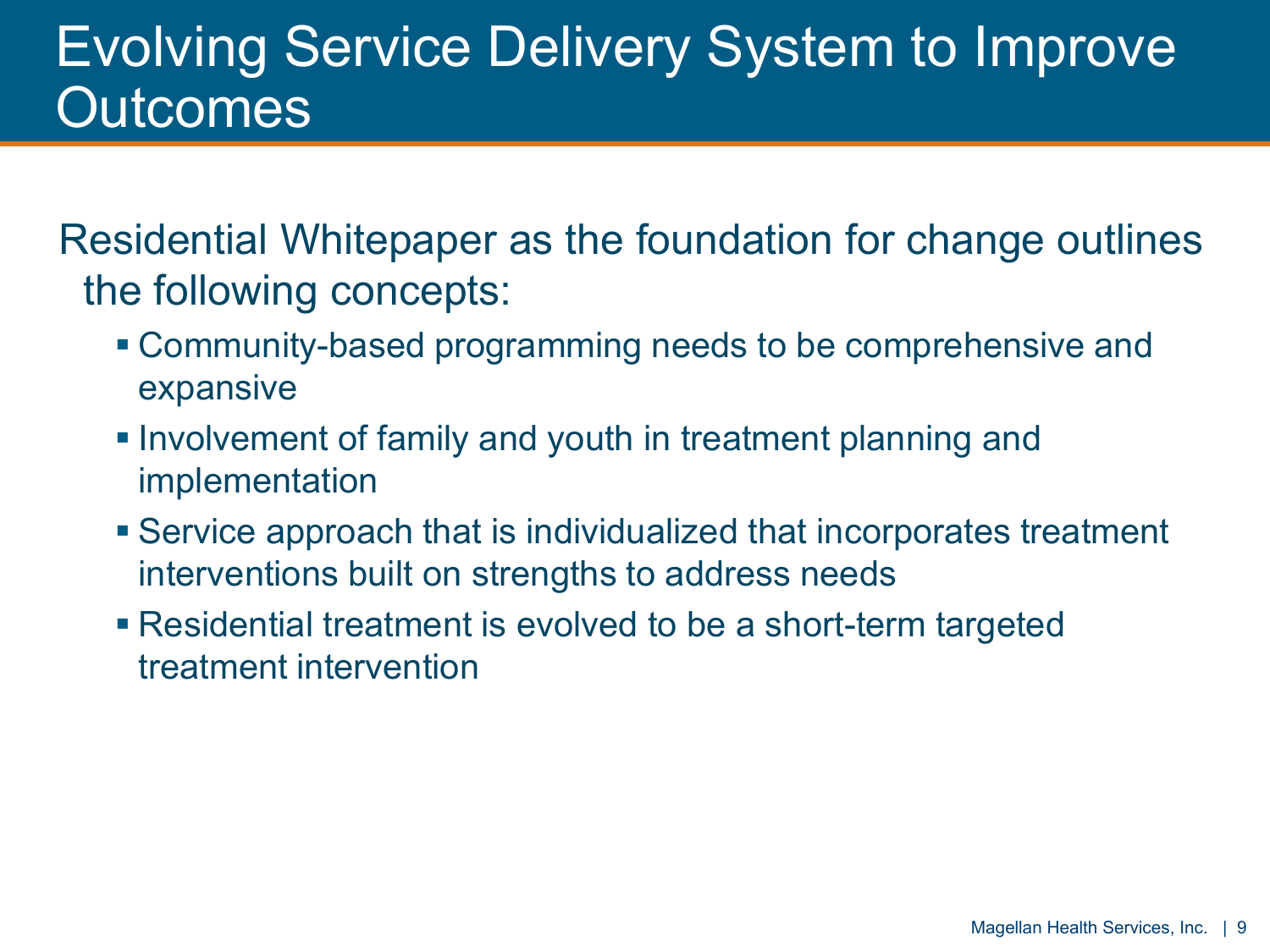# Evolving Service Delivery System to Improve Outcomes

Residential Whitepaper as the foundation for change outlines the following concepts:

- Community-based programming needs to be comprehensive and expansive
- Involvement of family and youth in treatment planning and implementation
- Service approach that is individualized that incorporates treatment interventions built on strengths to address needs
- Residential treatment is evolved to be a short-term targeted treatment intervention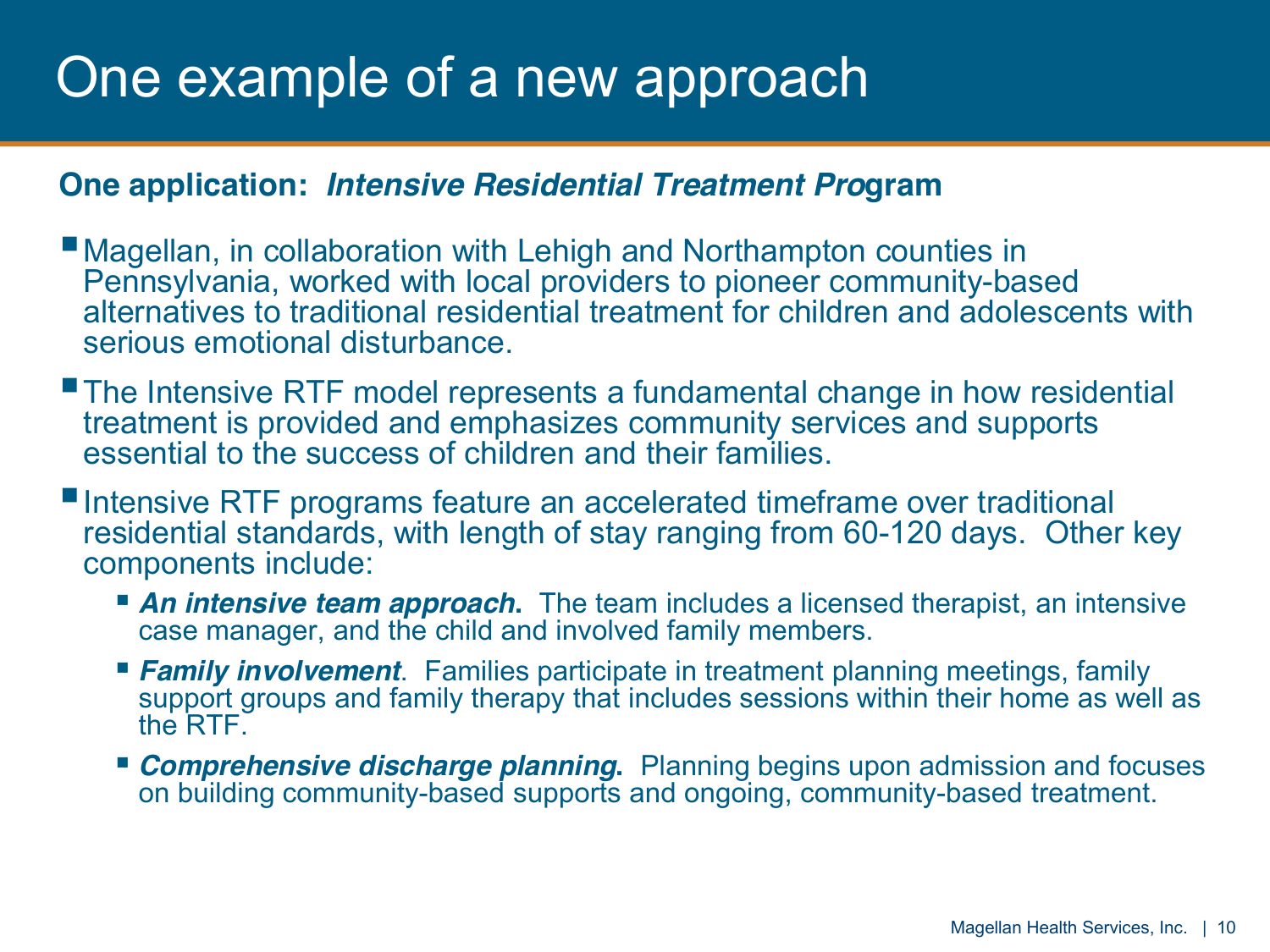# One example of a new approach

**One application: *Intensive Residential Treatment Pro*gram**

- Magellan, in collaboration with Lehigh and Northampton counties in Pennsylvania, worked with local providers to pioneer community-based alternatives to traditional residential treatment for children and adolescents with serious emotional disturbance.
- The Intensive RTF model represents a fundamental change in how residential treatment is provided and emphasizes community services and supports essential to the success of children and their families.
- Intensive RTF programs feature an accelerated timeframe over traditional residential standards, with length of stay ranging from 60-120 days. Other key components include:
  - ***An intensive team approach*.** The team includes a licensed therapist, an intensive case manager, and the child and involved family members.
  - ***Family involvement***. Families participate in treatment planning meetings, family support groups and family therapy that includes sessions within their home as well as the RTF.
  - ***Comprehensive discharge planning*.** Planning begins upon admission and focuses on building community-based supports and ongoing, community-based treatment.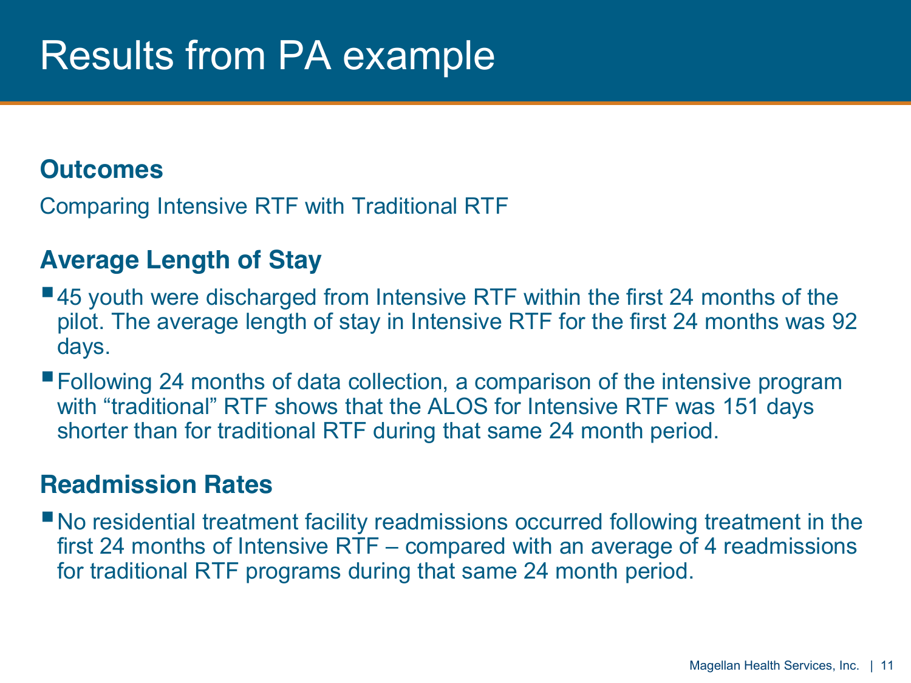# Results from PA example

## Outcomes

Comparing Intensive RTF with Traditional RTF

## Average Length of Stay

- 45 youth were discharged from Intensive RTF within the first 24 months of the pilot. The average length of stay in Intensive RTF for the first 24 months was 92 days.
- Following 24 months of data collection, a comparison of the intensive program with "traditional" RTF shows that the ALOS for Intensive RTF was 151 days shorter than for traditional RTF during that same 24 month period.

## Readmission Rates

- No residential treatment facility readmissions occurred following treatment in the first 24 months of Intensive RTF – compared with an average of 4 readmissions for traditional RTF programs during that same 24 month period.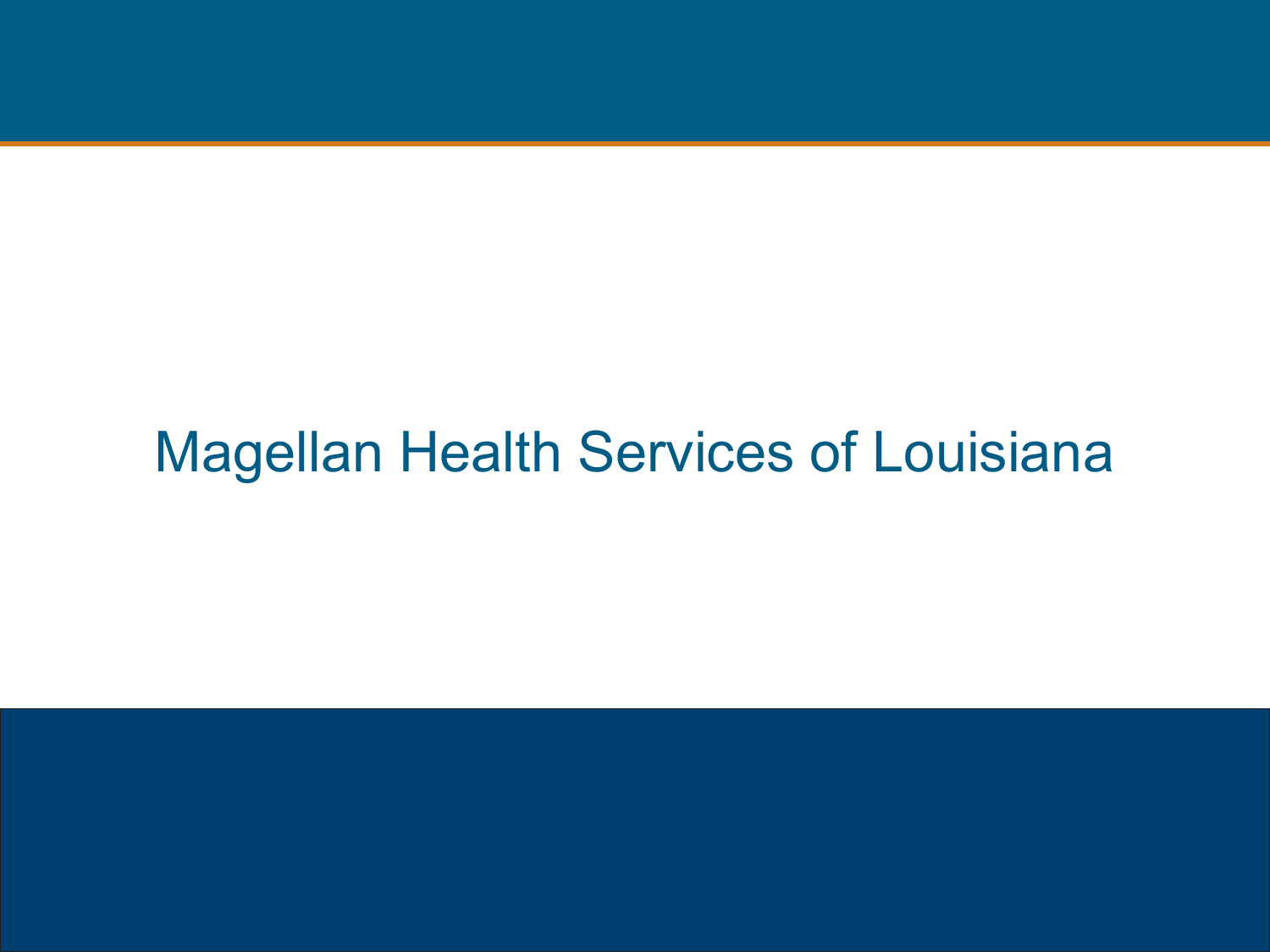# Magellan Health Services of Louisiana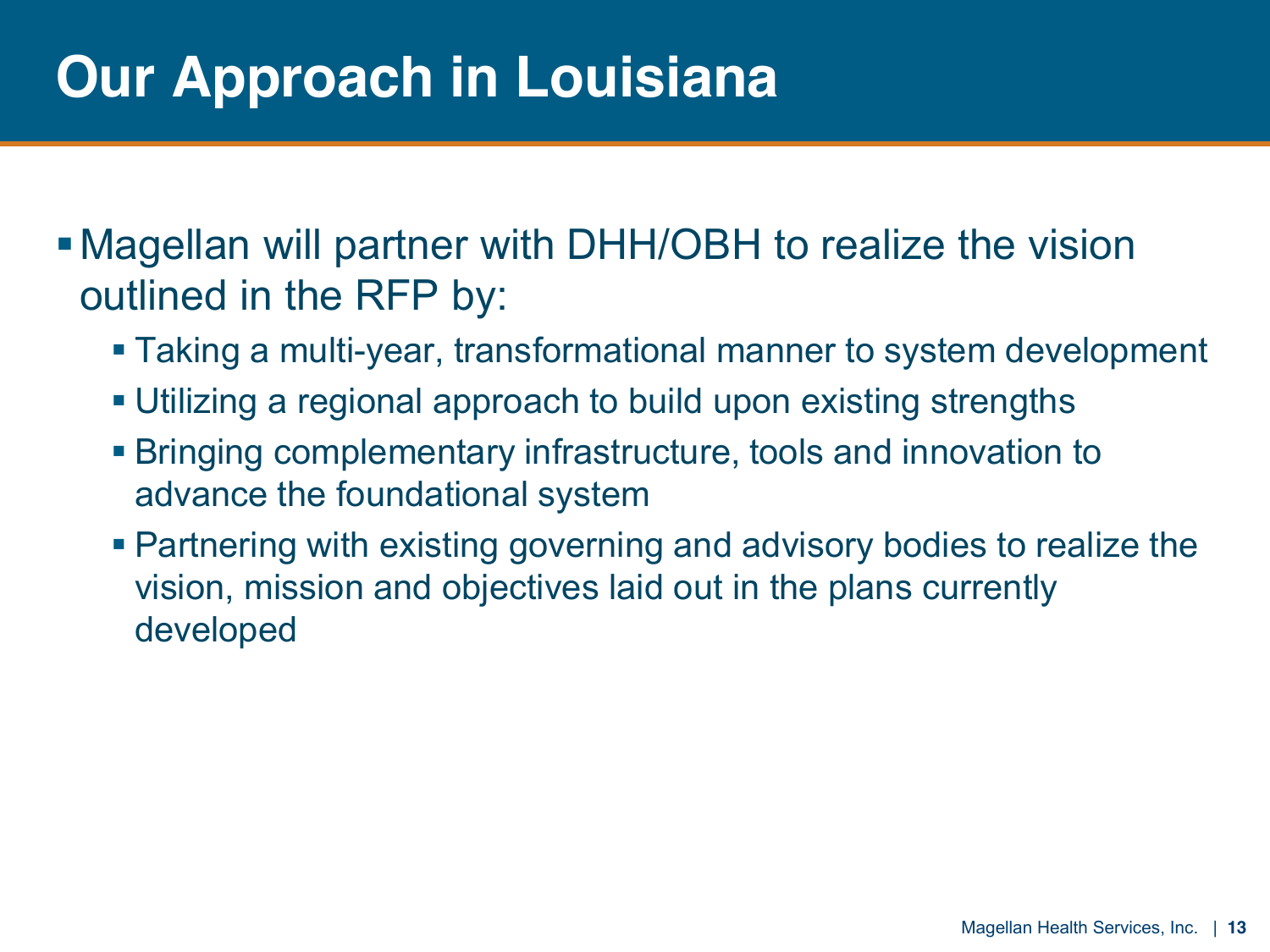# Our Approach in Louisiana

- Magellan will partner with DHH/OBH to realize the vision outlined in the RFP by:
  - Taking a multi-year, transformational manner to system development
  - Utilizing a regional approach to build upon existing strengths
  - Bringing complementary infrastructure, tools and innovation to advance the foundational system
  - Partnering with existing governing and advisory bodies to realize the vision, mission and objectives laid out in the plans currently developed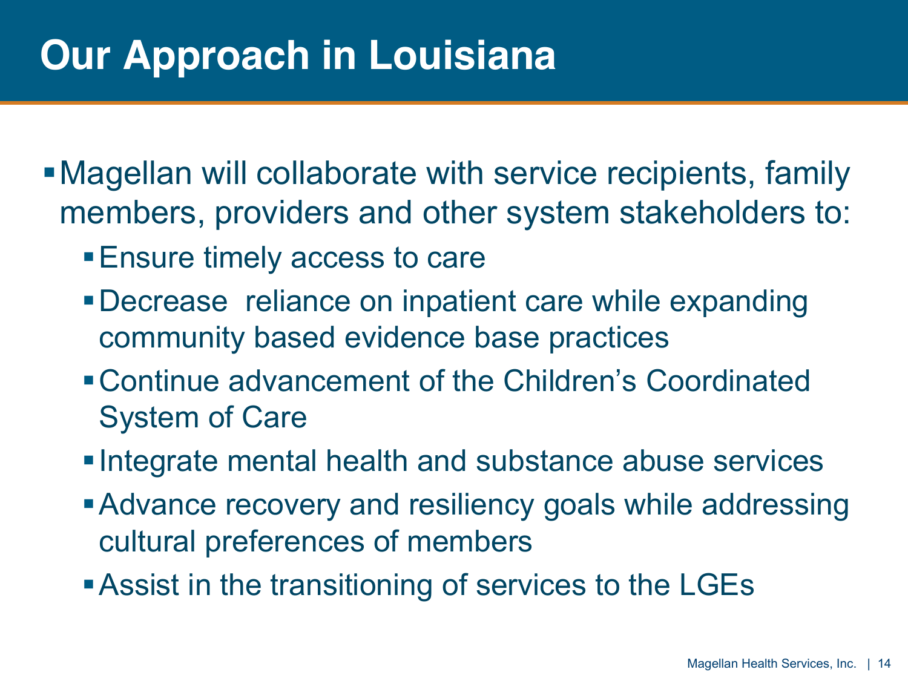# Our Approach in Louisiana

- Magellan will collaborate with service recipients, family members, providers and other system stakeholders to:
  - Ensure timely access to care
  - Decrease  reliance on inpatient care while expanding community based evidence base practices
  - Continue advancement of the Children's Coordinated System of Care
  - Integrate mental health and substance abuse services
  - Advance recovery and resiliency goals while addressing cultural preferences of members
  - Assist in the transitioning of services to the LGEs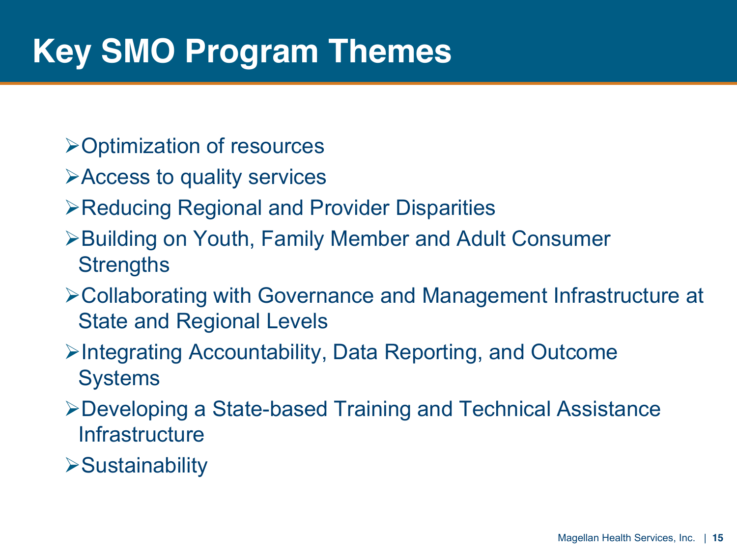# Key SMO Program Themes

- Optimization of resources
- Access to quality services
- Reducing Regional and Provider Disparities
- Building on Youth, Family Member and Adult Consumer Strengths
- Collaborating with Governance and Management Infrastructure at State and Regional Levels
- Integrating Accountability, Data Reporting, and Outcome Systems
- Developing a State-based Training and Technical Assistance Infrastructure
- Sustainability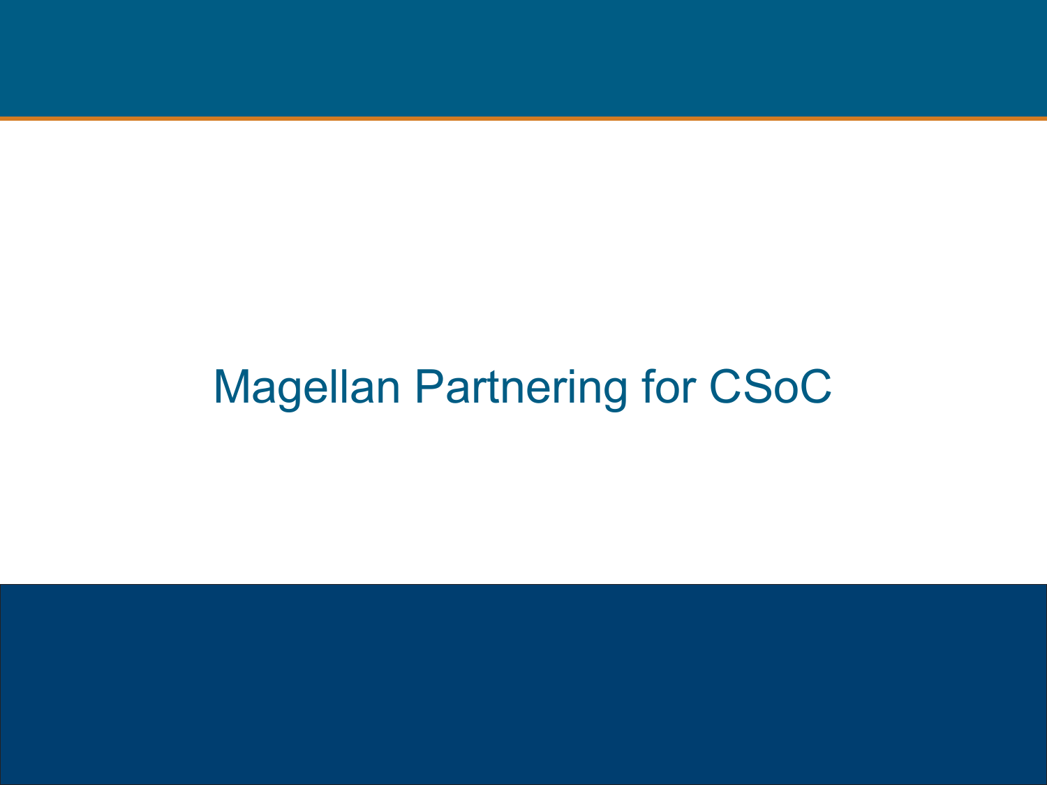# Magellan Partnering for CSoC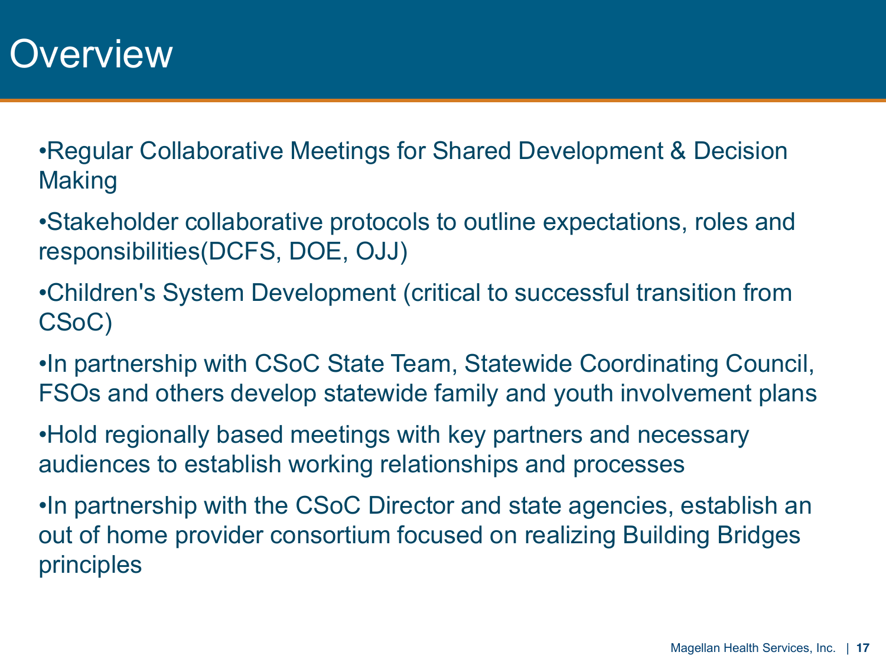# Overview

- Regular Collaborative Meetings for Shared Development & Decision Making
- Stakeholder collaborative protocols to outline expectations, roles and responsibilities(DCFS, DOE, OJJ)
- Children's System Development (critical to successful transition from CSoC)
- In partnership with CSoC State Team, Statewide Coordinating Council, FSOs and others develop statewide family and youth involvement plans
- Hold regionally based meetings with key partners and necessary audiences to establish working relationships and processes
- In partnership with the CSoC Director and state agencies, establish an out of home provider consortium focused on realizing Building Bridges principles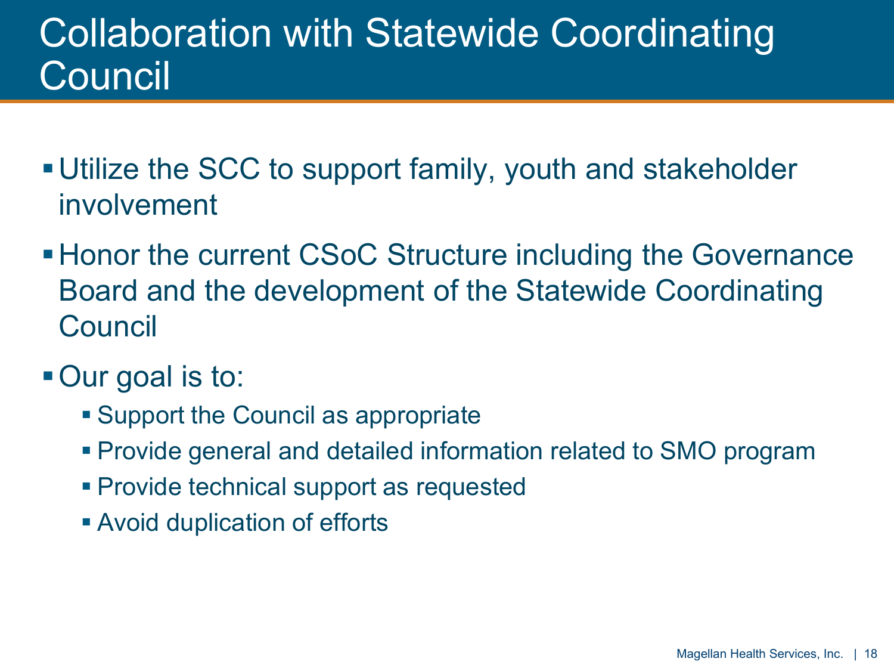# Collaboration with Statewide Coordinating Council

- Utilize the SCC to support family, youth and stakeholder involvement
- Honor the current CSoC Structure including the Governance Board and the development of the Statewide Coordinating Council
- Our goal is to:
  - Support the Council as appropriate
  - Provide general and detailed information related to SMO program
  - Provide technical support as requested
  - Avoid duplication of efforts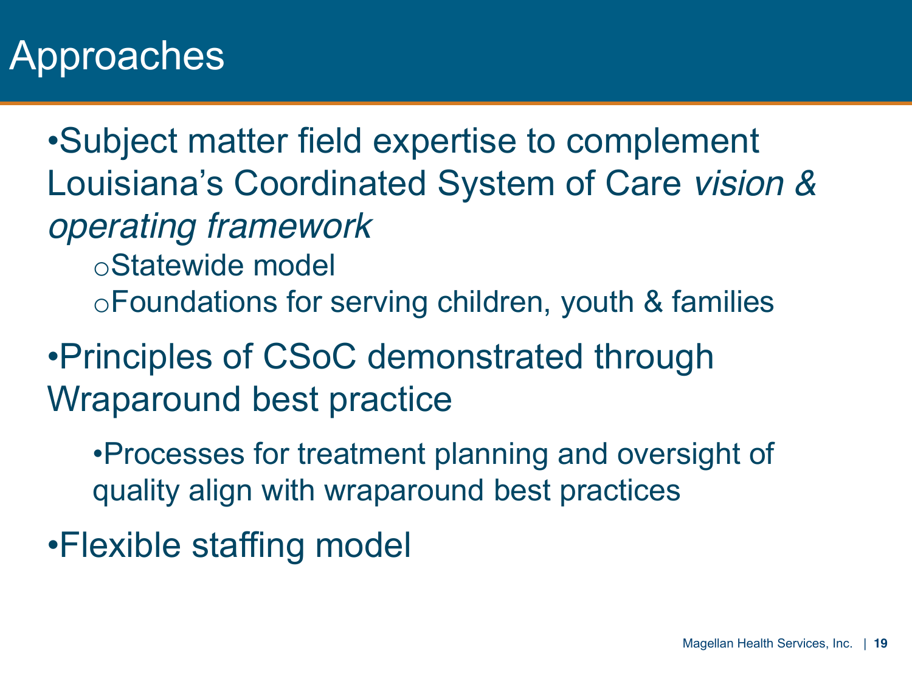# Approaches

- Subject matter field expertise to complement Louisiana's Coordinated System of Care *vision & operating framework*
  - Statewide model
  - Foundations for serving children, youth & families
- Principles of CSoC demonstrated through Wraparound best practice
  - Processes for treatment planning and oversight of quality align with wraparound best practices
- Flexible staffing model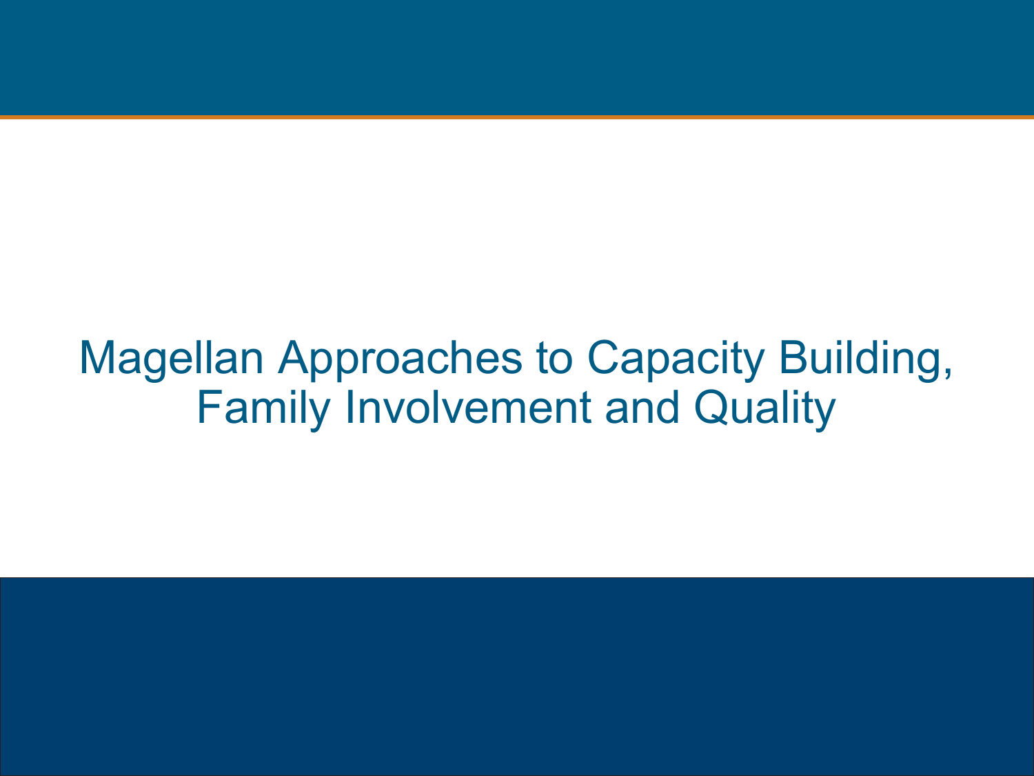# Magellan Approaches to Capacity Building, Family Involvement and Quality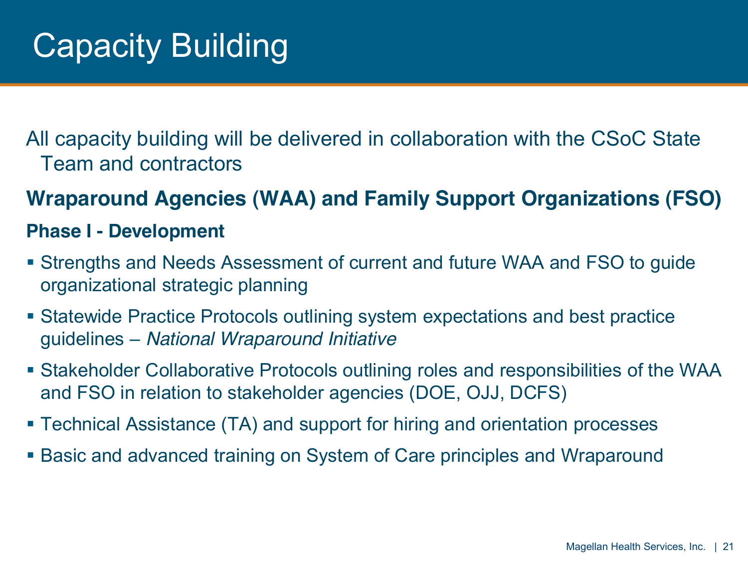# Capacity Building

All capacity building will be delivered in collaboration with the CSoC State Team and contractors

## Wraparound Agencies (WAA) and Family Support Organizations (FSO)

### Phase I - Development

- Strengths and Needs Assessment of current and future WAA and FSO to guide organizational strategic planning
- Statewide Practice Protocols outlining system expectations and best practice guidelines – *National Wraparound Initiative*
- Stakeholder Collaborative Protocols outlining roles and responsibilities of the WAA and FSO in relation to stakeholder agencies (DOE, OJJ, DCFS)
- Technical Assistance (TA) and support for hiring and orientation processes
- Basic and advanced training on System of Care principles and Wraparound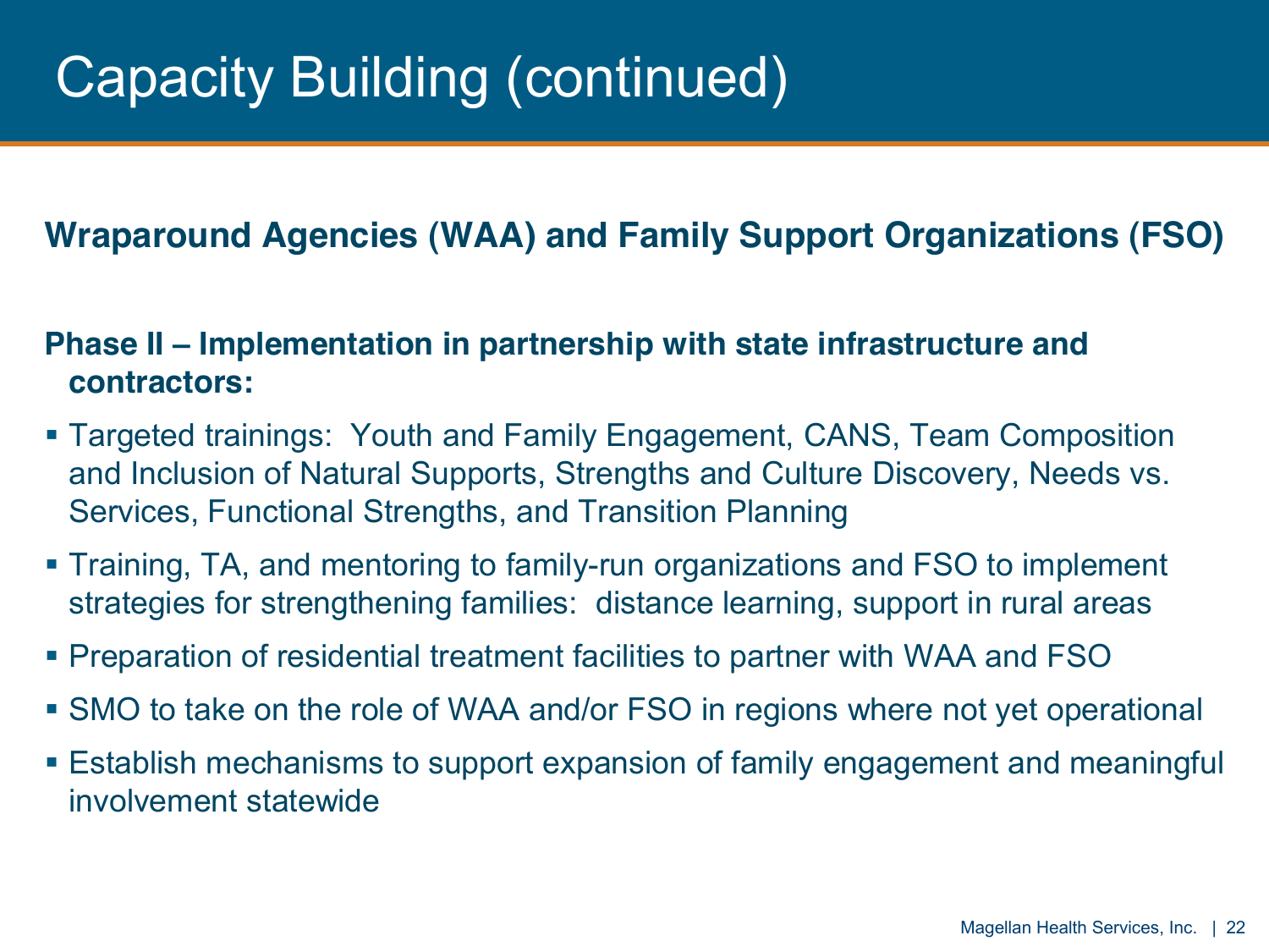# Capacity Building (continued)

**Wraparound Agencies (WAA) and Family Support Organizations (FSO)**

**Phase II – Implementation in partnership with state infrastructure and contractors:**

- Targeted trainings: Youth and Family Engagement, CANS, Team Composition and Inclusion of Natural Supports, Strengths and Culture Discovery, Needs vs. Services, Functional Strengths, and Transition Planning
- Training, TA, and mentoring to family-run organizations and FSO to implement strategies for strengthening families: distance learning, support in rural areas
- Preparation of residential treatment facilities to partner with WAA and FSO
- SMO to take on the role of WAA and/or FSO in regions where not yet operational
- Establish mechanisms to support expansion of family engagement and meaningful involvement statewide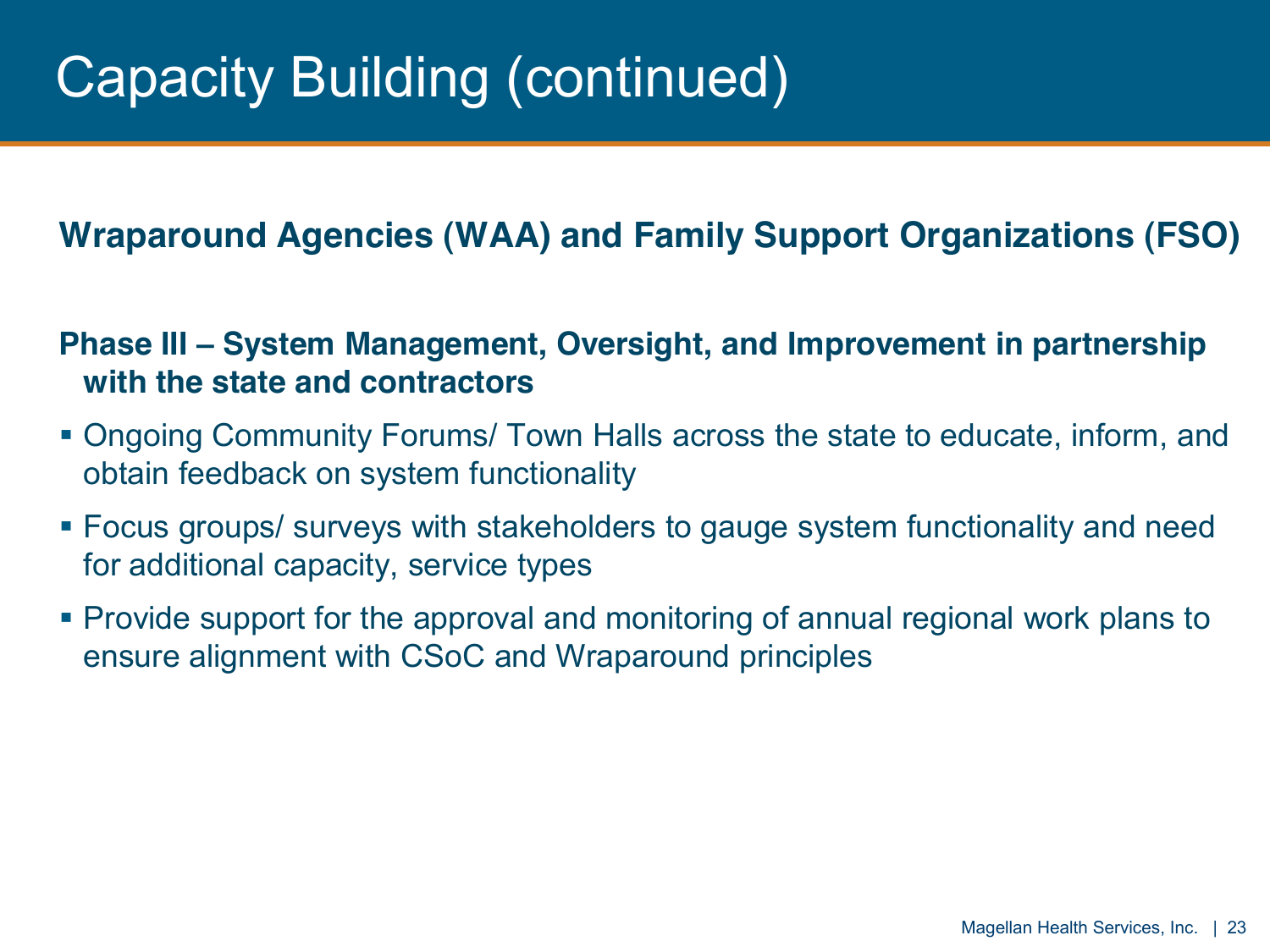# Capacity Building (continued)

**Wraparound Agencies (WAA) and Family Support Organizations (FSO)**

**Phase III – System Management, Oversight, and Improvement in partnership with the state and contractors**

- Ongoing Community Forums/ Town Halls across the state to educate, inform, and obtain feedback on system functionality
- Focus groups/ surveys with stakeholders to gauge system functionality and need for additional capacity, service types
- Provide support for the approval and monitoring of annual regional work plans to ensure alignment with CSoC and Wraparound principles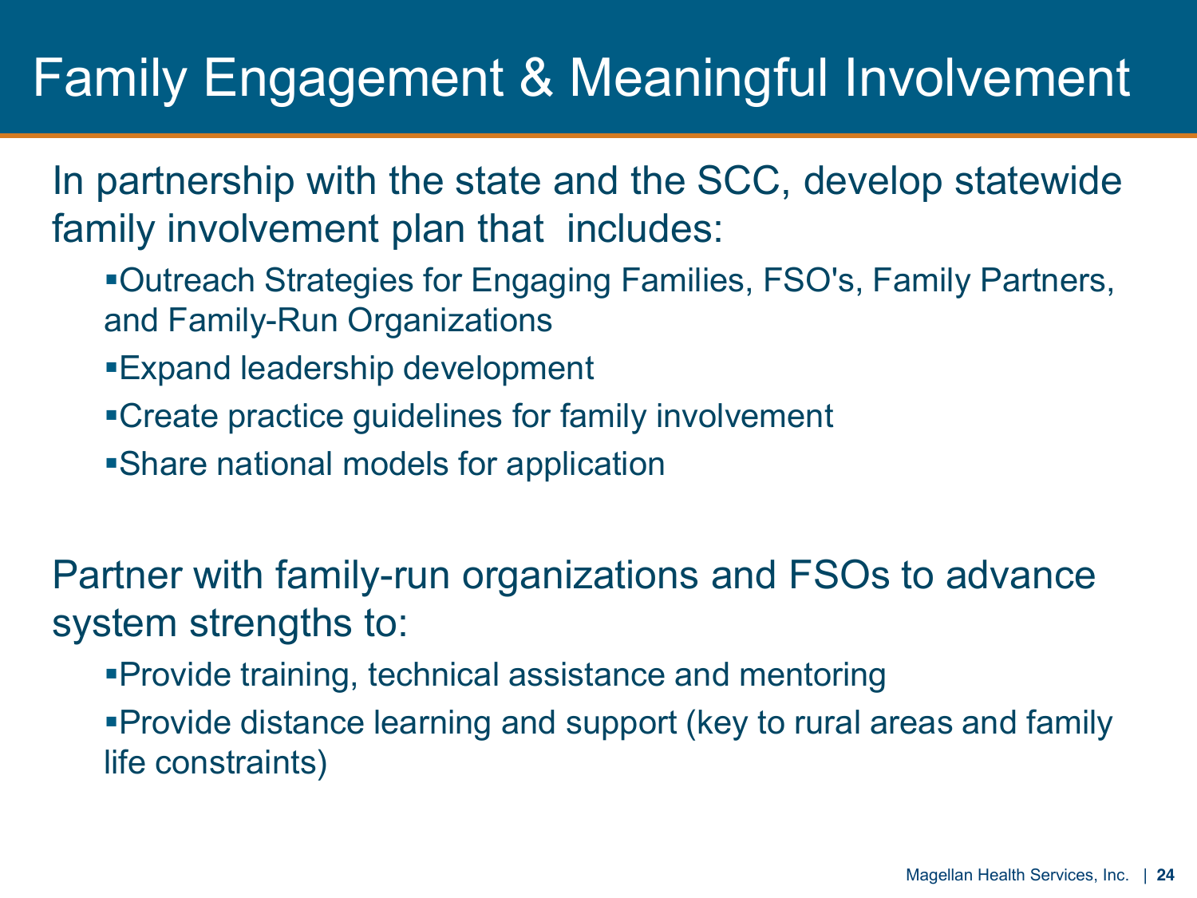# Family Engagement & Meaningful Involvement

In partnership with the state and the SCC, develop statewide family involvement plan that includes:

- Outreach Strategies for Engaging Families, FSO's, Family Partners, and Family-Run Organizations
- Expand leadership development
- Create practice guidelines for family involvement
- Share national models for application

Partner with family-run organizations and FSOs to advance system strengths to:

- Provide training, technical assistance and mentoring
- Provide distance learning and support (key to rural areas and family life constraints)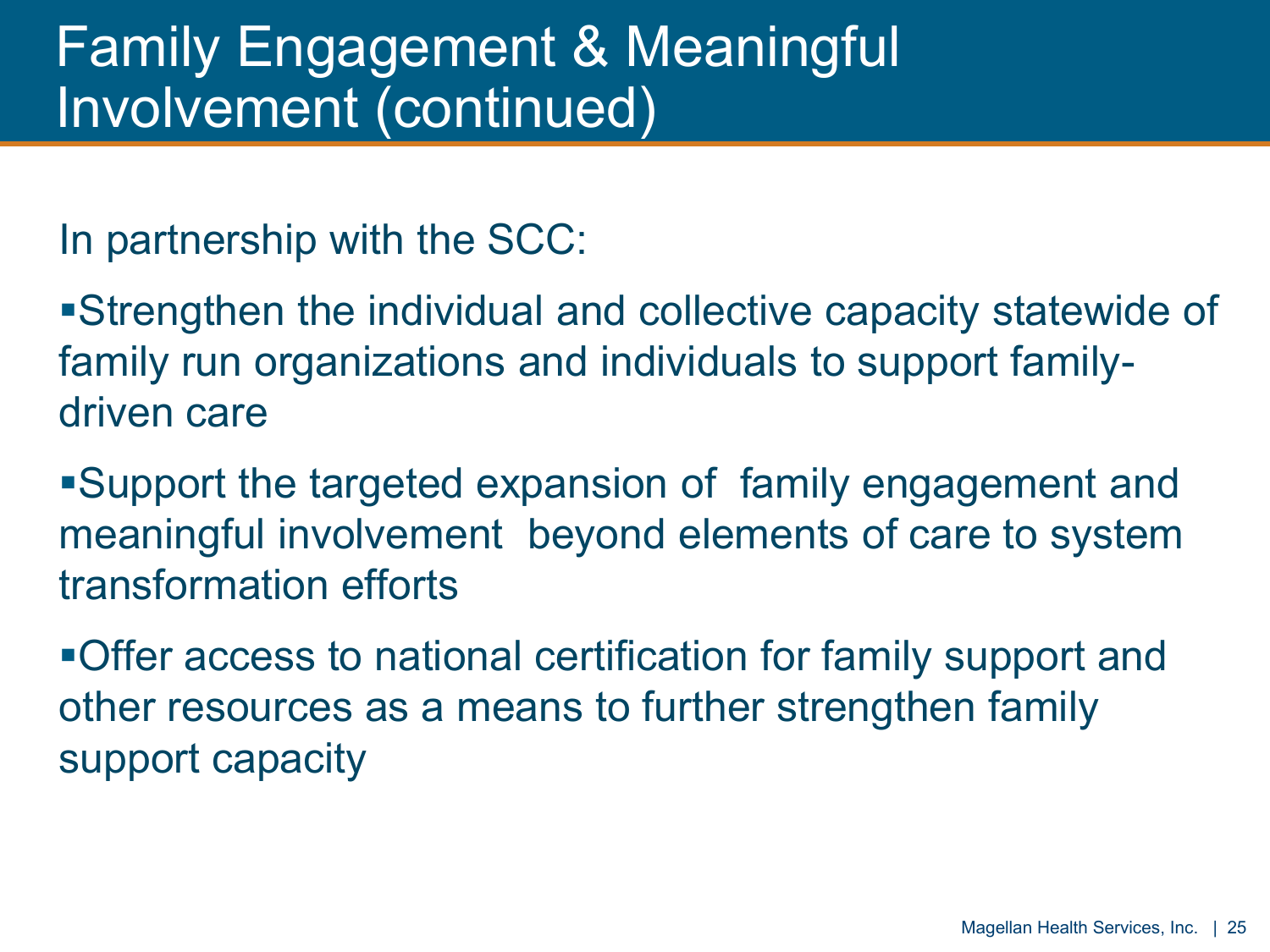# Family Engagement & Meaningful Involvement (continued)

In partnership with the SCC:

- Strengthen the individual and collective capacity statewide of family run organizations and individuals to support family-driven care
- Support the targeted expansion of family engagement and meaningful involvement beyond elements of care to system transformation efforts
- Offer access to national certification for family support and other resources as a means to further strengthen family support capacity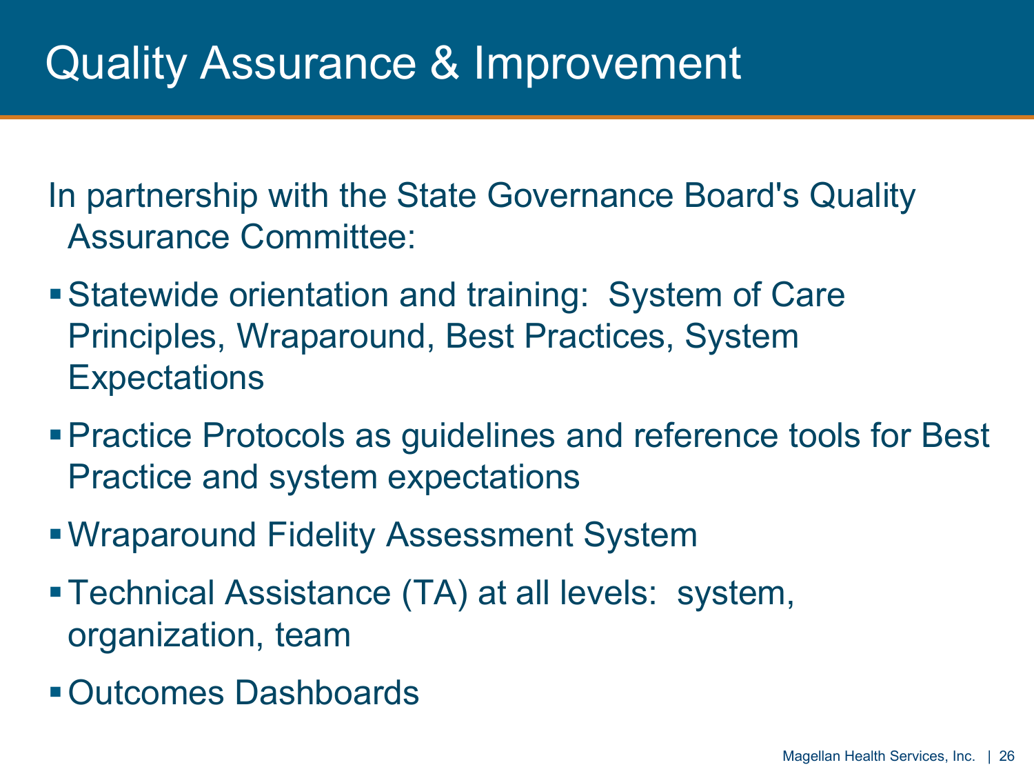# Quality Assurance & Improvement

In partnership with the State Governance Board's Quality Assurance Committee:

- Statewide orientation and training: System of Care Principles, Wraparound, Best Practices, System Expectations
- Practice Protocols as guidelines and reference tools for Best Practice and system expectations
- Wraparound Fidelity Assessment System
- Technical Assistance (TA) at all levels: system, organization, team
- Outcomes Dashboards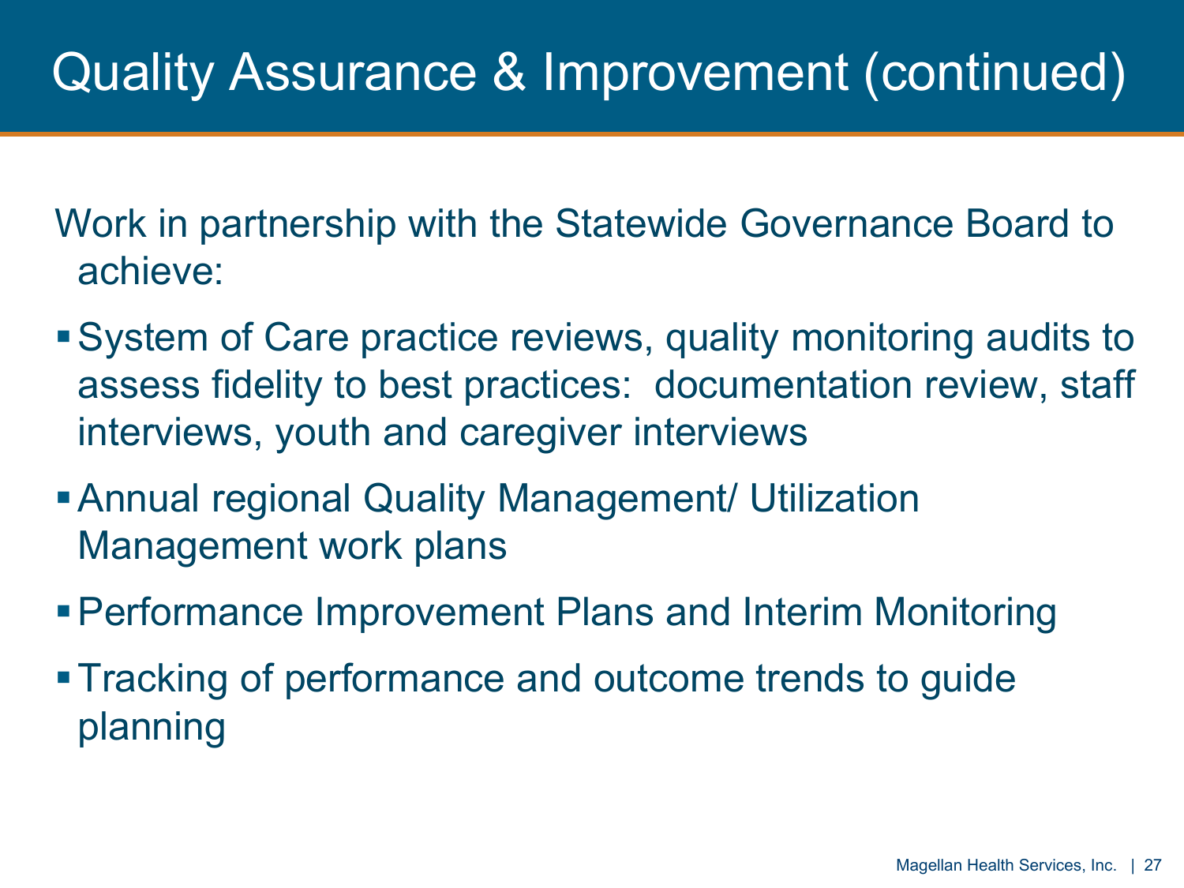# Quality Assurance & Improvement (continued)

Work in partnership with the Statewide Governance Board to achieve:

- System of Care practice reviews, quality monitoring audits to assess fidelity to best practices: documentation review, staff interviews, youth and caregiver interviews
- Annual regional Quality Management/ Utilization Management work plans
- Performance Improvement Plans and Interim Monitoring
- Tracking of performance and outcome trends to guide planning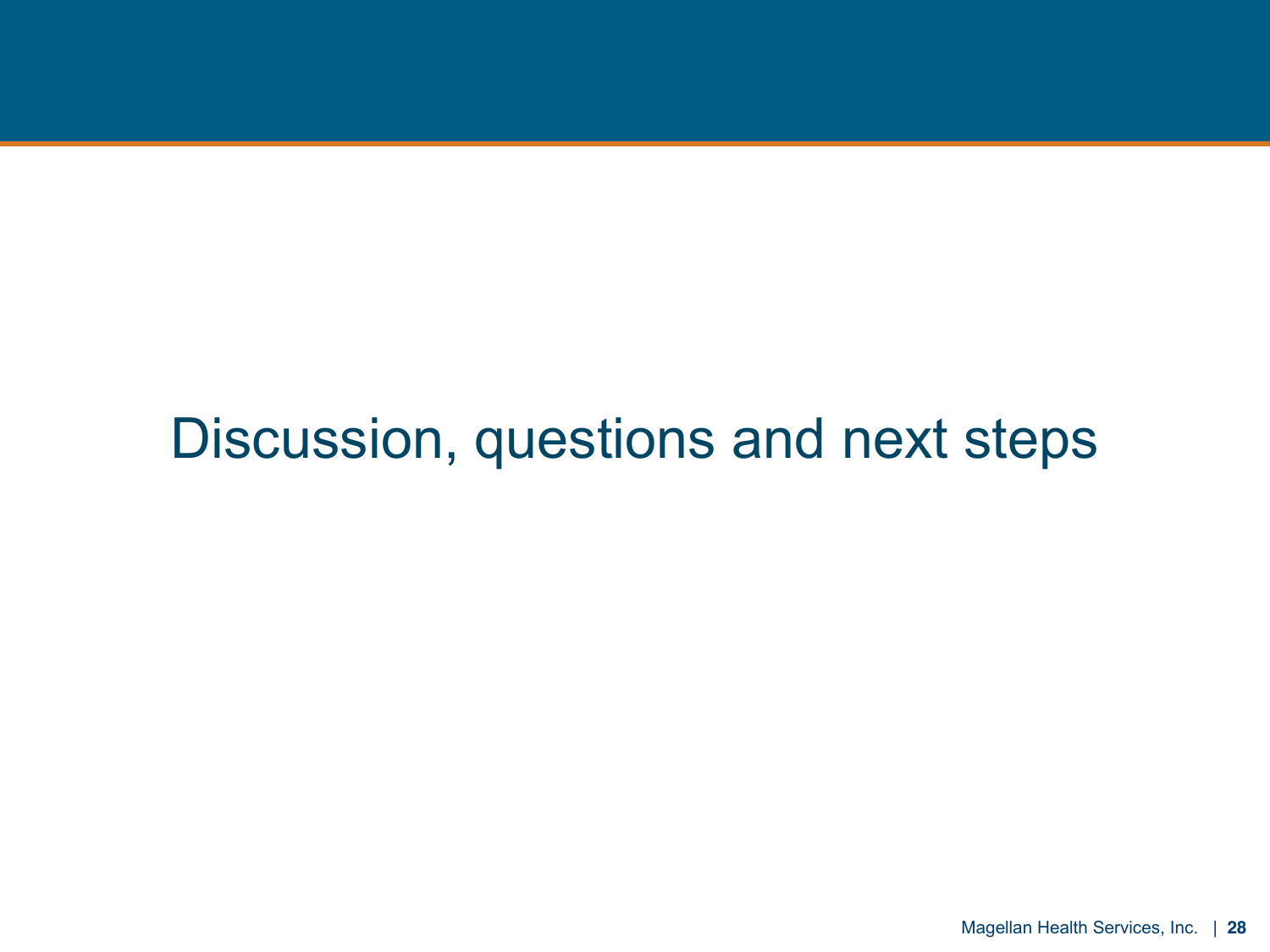# Discussion, questions and next steps